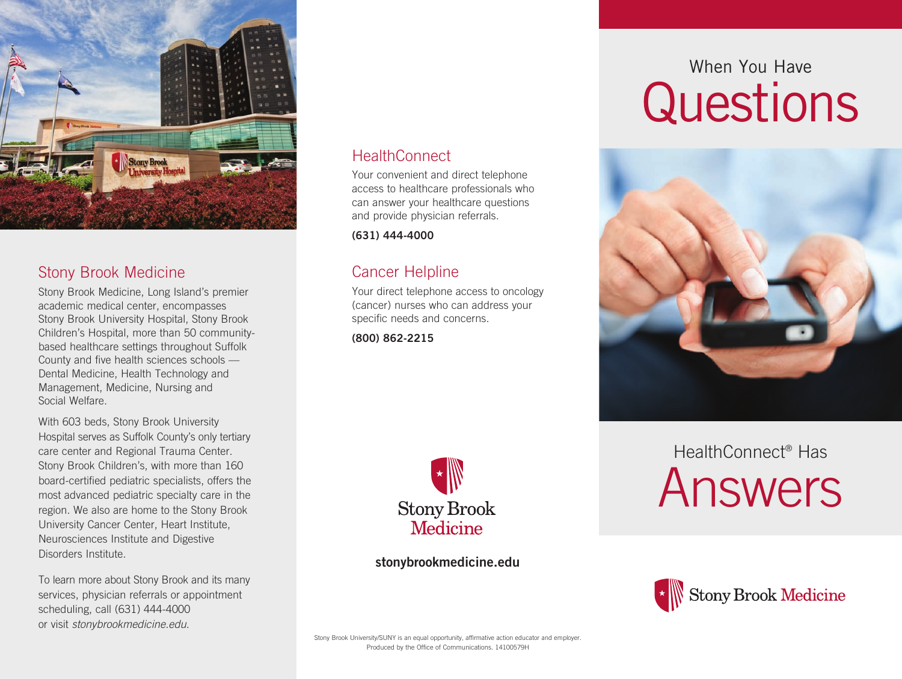# When You Have Questions

# HealthConnect® Has Answers

Stony Brook Medicine

## Stony Brook Medicine

Stony Brook Medicine, Long Island's premier academic medical center, encompasses Stony Brook University Hospital, Stony Brook Children's Hospital, more than 50 community-based healthcare settings throughout Suffolk County and five health sciences schools — Dental Medicine, Health Technology and Management, Medicine, Nursing and Social Welfare.

With 603 beds, Stony Brook University Hospital serves as Suffolk County's only tertiary care center and Regional Trauma Center. Stony Brook Children's, with more than 160 board-certified pediatric specialists, offers the most advanced pediatric specialty care in the region. We also are home to the Stony Brook University Cancer Center, Heart Institute, Neurosciences Institute and Digestive Disorders Institute.

To learn more about Stony Brook and its many services, physician referrals or appointment scheduling, call (631) 444-4000 or visit *stonybrookmedicine.edu*.

## HealthConnect

Your convenient and direct telephone access to healthcare professionals who can answer your healthcare questions and provide physician referrals.

**(631) 444-4000**

## Cancer Helpline

Your direct telephone access to oncology (cancer) nurses who can address your specific needs and concerns.

**(800) 862-2215**

Stony Brook Medicine

**stonybrookmedicine.edu**

Stony Brook University/SUNY is an equal opportunity, affirmative action educator and employer. Produced by the Office of Communications. 14100579H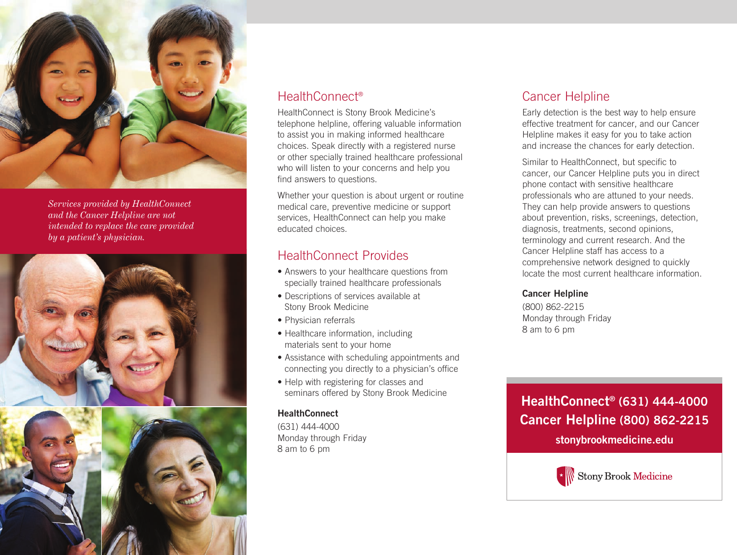*Services provided by HealthConnect and the Cancer Helpline are not intended to replace the care provided by a patient's physician.*

## HealthConnect®

HealthConnect is Stony Brook Medicine's telephone helpline, offering valuable information to assist you in making informed healthcare choices. Speak directly with a registered nurse or other specially trained healthcare professional who will listen to your concerns and help you find answers to questions.

Whether your question is about urgent or routine medical care, preventive medicine or support services, HealthConnect can help you make educated choices.

## HealthConnect Provides

- Answers to your healthcare questions from specially trained healthcare professionals
- Descriptions of services available at Stony Brook Medicine
- Physician referrals
- Healthcare information, including materials sent to your home
- Assistance with scheduling appointments and connecting you directly to a physician's office
- Help with registering for classes and seminars offered by Stony Brook Medicine

**HealthConnect**
(631) 444-4000
Monday through Friday
8 am to 6 pm

## Cancer Helpline

Early detection is the best way to help ensure effective treatment for cancer, and our Cancer Helpline makes it easy for you to take action and increase the chances for early detection.

Similar to HealthConnect, but specific to cancer, our Cancer Helpline puts you in direct phone contact with sensitive healthcare professionals who are attuned to your needs. They can help provide answers to questions about prevention, risks, screenings, detection, diagnosis, treatments, second opinions, terminology and current research. And the Cancer Helpline staff has access to a comprehensive network designed to quickly locate the most current healthcare information.

**Cancer Helpline**
(800) 862-2215
Monday through Friday
8 am to 6 pm

**HealthConnect® (631) 444-4000**
**Cancer Helpline (800) 862-2215**
**stonybrookmedicine.edu**

Stony Brook Medicine